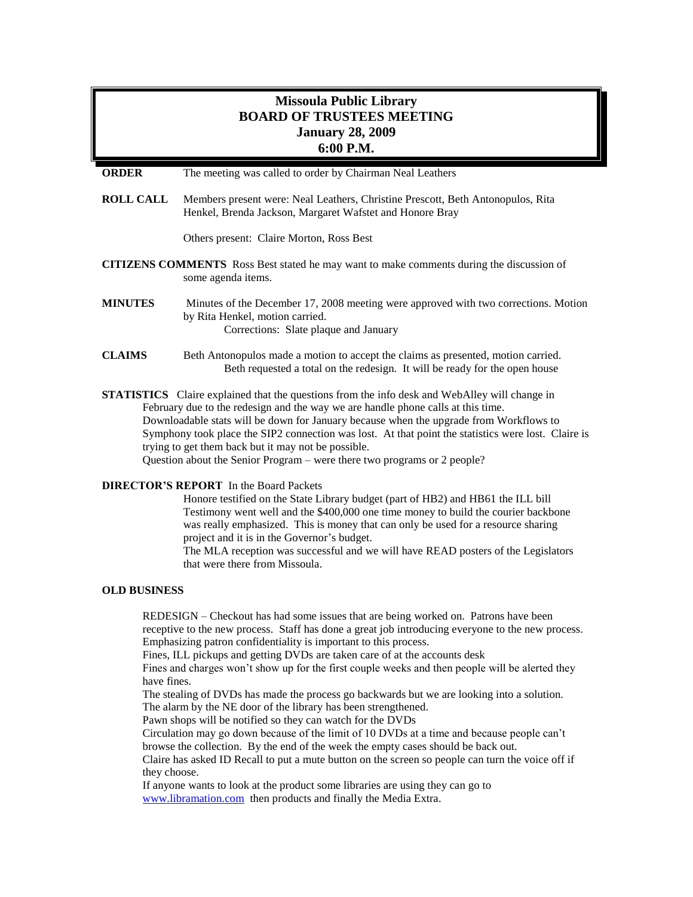# Missoula Public Library
## BOARD OF TRUSTEES MEETING
### January 28, 2009
### 6:00 P.M.

**ORDER** The meeting was called to order by Chairman Neal Leathers

**ROLL CALL** Members present were: Neal Leathers, Christine Prescott, Beth Antonopulos, Rita Henkel, Brenda Jackson, Margaret Wafstet and Honore Bray

Others present: Claire Morton, Ross Best

**CITIZENS COMMENTS** Ross Best stated he may want to make comments during the discussion of some agenda items.

**MINUTES** Minutes of the December 17, 2008 meeting were approved with two corrections. Motion by Rita Henkel, motion carried.
Corrections: Slate plaque and January

**CLAIMS** Beth Antonopulos made a motion to accept the claims as presented, motion carried.
Beth requested a total on the redesign. It will be ready for the open house

**STATISTICS** Claire explained that the questions from the info desk and WebAlley will change in February due to the redesign and the way we are handle phone calls at this time.
Downloadable stats will be down for January because when the upgrade from Workflows to Symphony took place the SIP2 connection was lost. At that point the statistics were lost. Claire is trying to get them back but it may not be possible.
Question about the Senior Program – were there two programs or 2 people?

**DIRECTOR'S REPORT** In the Board Packets

Honore testified on the State Library budget (part of HB2) and HB61 the ILL bill
Testimony went well and the $400,000 one time money to build the courier backbone was really emphasized. This is money that can only be used for a resource sharing project and it is in the Governor's budget.
The MLA reception was successful and we will have READ posters of the Legislators that were there from Missoula.

**OLD BUSINESS**

REDESIGN – Checkout has had some issues that are being worked on. Patrons have been receptive to the new process. Staff has done a great job introducing everyone to the new process. Emphasizing patron confidentiality is important to this process.
Fines, ILL pickups and getting DVDs are taken care of at the accounts desk
Fines and charges won't show up for the first couple weeks and then people will be alerted they have fines.
The stealing of DVDs has made the process go backwards but we are looking into a solution.
The alarm by the NE door of the library has been strengthened.
Pawn shops will be notified so they can watch for the DVDs
Circulation may go down because of the limit of 10 DVDs at a time and because people can't browse the collection. By the end of the week the empty cases should be back out.
Claire has asked ID Recall to put a mute button on the screen so people can turn the voice off if they choose.
If anyone wants to look at the product some libraries are using they can go to www.libramation.com then products and finally the Media Extra.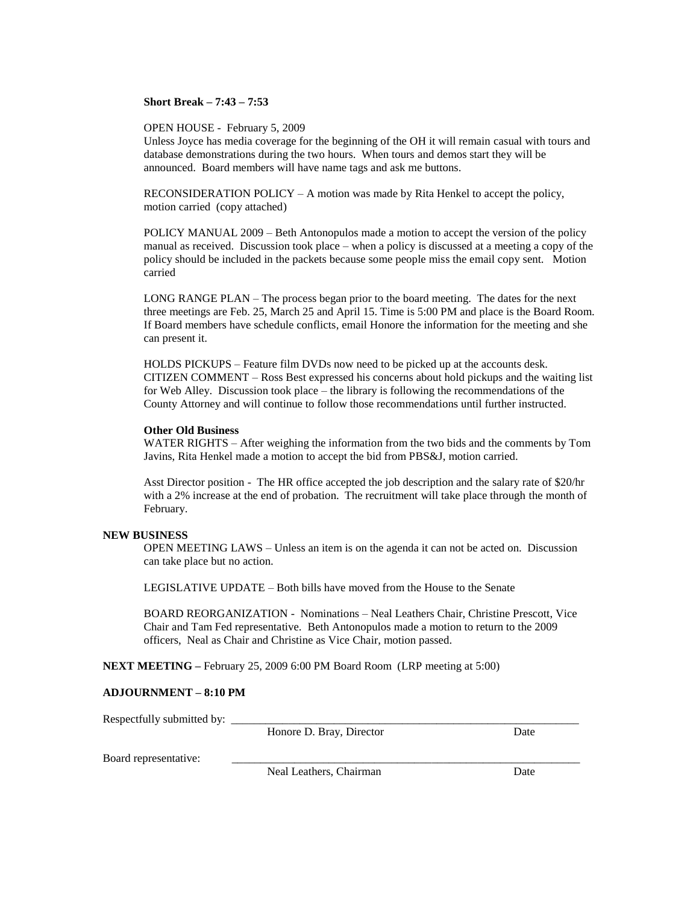**Short Break – 7:43 – 7:53**

OPEN HOUSE - February 5, 2009
Unless Joyce has media coverage for the beginning of the OH it will remain casual with tours and database demonstrations during the two hours. When tours and demos start they will be announced. Board members will have name tags and ask me buttons.

RECONSIDERATION POLICY – A motion was made by Rita Henkel to accept the policy, motion carried (copy attached)

POLICY MANUAL 2009 – Beth Antonopulos made a motion to accept the version of the policy manual as received. Discussion took place – when a policy is discussed at a meeting a copy of the policy should be included in the packets because some people miss the email copy sent. Motion carried

LONG RANGE PLAN – The process began prior to the board meeting. The dates for the next three meetings are Feb. 25, March 25 and April 15. Time is 5:00 PM and place is the Board Room. If Board members have schedule conflicts, email Honore the information for the meeting and she can present it.

HOLDS PICKUPS – Feature film DVDs now need to be picked up at the accounts desk.
CITIZEN COMMENT – Ross Best expressed his concerns about hold pickups and the waiting list for Web Alley. Discussion took place – the library is following the recommendations of the County Attorney and will continue to follow those recommendations until further instructed.

**Other Old Business**
WATER RIGHTS – After weighing the information from the two bids and the comments by Tom Javins, Rita Henkel made a motion to accept the bid from PBS&J, motion carried.

Asst Director position - The HR office accepted the job description and the salary rate of $20/hr with a 2% increase at the end of probation. The recruitment will take place through the month of February.

**NEW BUSINESS**

OPEN MEETING LAWS – Unless an item is on the agenda it can not be acted on. Discussion can take place but no action.

LEGISLATIVE UPDATE – Both bills have moved from the House to the Senate

BOARD REORGANIZATION - Nominations – Neal Leathers Chair, Christine Prescott, Vice Chair and Tam Fed representative. Beth Antonopulos made a motion to return to the 2009 officers, Neal as Chair and Christine as Vice Chair, motion passed.

**NEXT MEETING –** February 25, 2009 6:00 PM Board Room (LRP meeting at 5:00)

**ADJOURNMENT – 8:10 PM**

Respectfully submitted by: ______________________________________________

Honore D. Bray, Director Date

Board representative: ______________________________________________

Neal Leathers, Chairman Date